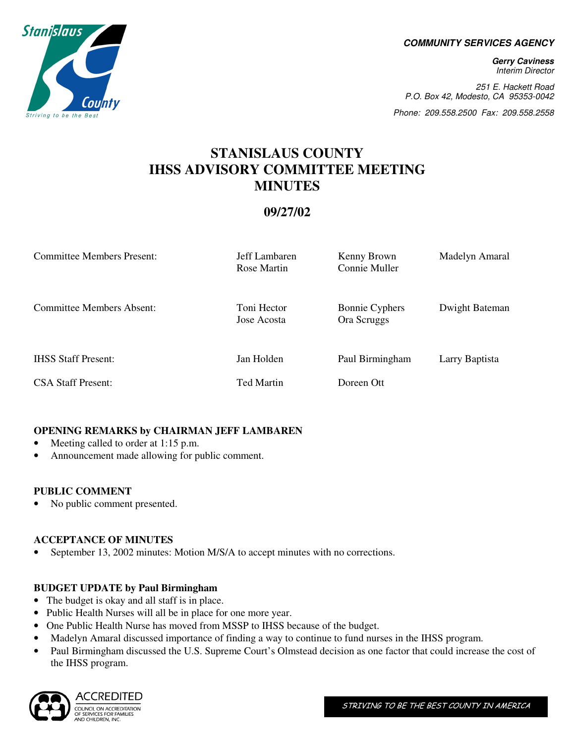**COMMUNITY SERVICES AGENCY**

**Gerry Caviness**
*Interim Director*

*251 E. Hackett Road*
*P.O. Box 42, Modesto, CA 95353-0042*

*Phone: 209.558.2500 Fax: 209.558.2558*

# STANISLAUS COUNTY IHSS ADVISORY COMMITTEE MEETING MINUTES

## 09/27/02

| | | | |
|---|---|---|---|
| Committee Members Present: | Jeff Lambaren<br>Rose Martin | Kenny Brown<br>Connie Muller | Madelyn Amaral |
| Committee Members Absent: | Toni Hector<br>Jose Acosta | Bonnie Cyphers<br>Ora Scruggs | Dwight Bateman |
| IHSS Staff Present: | Jan Holden | Paul Birmingham | Larry Baptista |
| CSA Staff Present: | Ted Martin | Doreen Ott | |

### OPENING REMARKS by CHAIRMAN JEFF LAMBAREN

- Meeting called to order at 1:15 p.m.
- Announcement made allowing for public comment.

### PUBLIC COMMENT

- No public comment presented.

### ACCEPTANCE OF MINUTES

- September 13, 2002 minutes: Motion M/S/A to accept minutes with no corrections.

### BUDGET UPDATE by Paul Birmingham

- The budget is okay and all staff is in place.
- Public Health Nurses will all be in place for one more year.
- One Public Health Nurse has moved from MSSP to IHSS because of the budget.
- Madelyn Amaral discussed importance of finding a way to continue to fund nurses in the IHSS program.
- Paul Birmingham discussed the U.S. Supreme Court's Olmstead decision as one factor that could increase the cost of the IHSS program.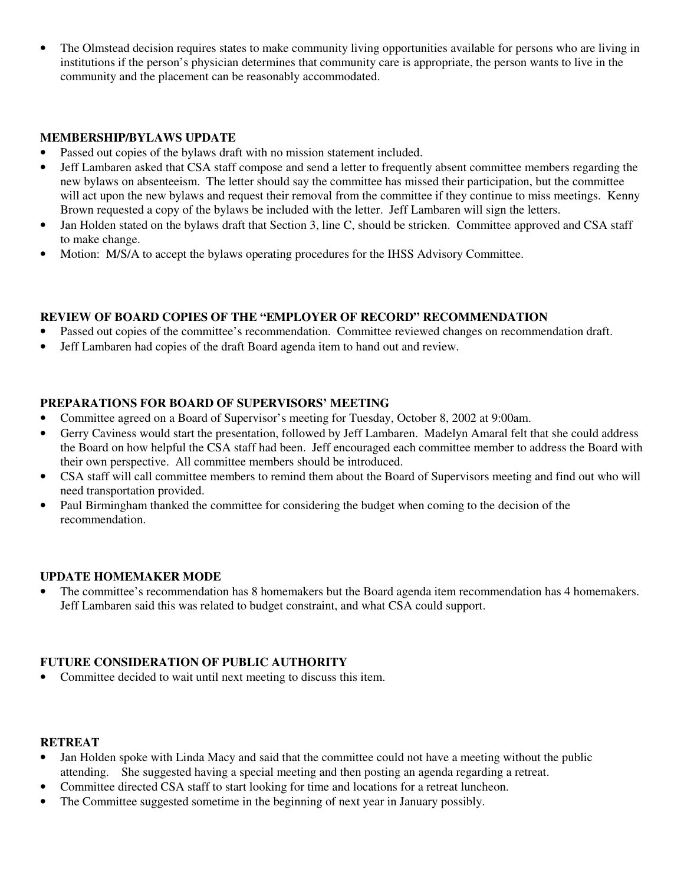- The Olmstead decision requires states to make community living opportunities available for persons who are living in institutions if the person's physician determines that community care is appropriate, the person wants to live in the community and the placement can be reasonably accommodated.

**MEMBERSHIP/BYLAWS UPDATE**

- Passed out copies of the bylaws draft with no mission statement included.
- Jeff Lambaren asked that CSA staff compose and send a letter to frequently absent committee members regarding the new bylaws on absenteeism. The letter should say the committee has missed their participation, but the committee will act upon the new bylaws and request their removal from the committee if they continue to miss meetings. Kenny Brown requested a copy of the bylaws be included with the letter. Jeff Lambaren will sign the letters.
- Jan Holden stated on the bylaws draft that Section 3, line C, should be stricken. Committee approved and CSA staff to make change.
- Motion: M/S/A to accept the bylaws operating procedures for the IHSS Advisory Committee.

**REVIEW OF BOARD COPIES OF THE "EMPLOYER OF RECORD" RECOMMENDATION**

- Passed out copies of the committee's recommendation. Committee reviewed changes on recommendation draft.
- Jeff Lambaren had copies of the draft Board agenda item to hand out and review.

**PREPARATIONS FOR BOARD OF SUPERVISORS' MEETING**

- Committee agreed on a Board of Supervisor's meeting for Tuesday, October 8, 2002 at 9:00am.
- Gerry Caviness would start the presentation, followed by Jeff Lambaren. Madelyn Amaral felt that she could address the Board on how helpful the CSA staff had been. Jeff encouraged each committee member to address the Board with their own perspective. All committee members should be introduced.
- CSA staff will call committee members to remind them about the Board of Supervisors meeting and find out who will need transportation provided.
- Paul Birmingham thanked the committee for considering the budget when coming to the decision of the recommendation.

**UPDATE HOMEMAKER MODE**

- The committee's recommendation has 8 homemakers but the Board agenda item recommendation has 4 homemakers. Jeff Lambaren said this was related to budget constraint, and what CSA could support.

**FUTURE CONSIDERATION OF PUBLIC AUTHORITY**

- Committee decided to wait until next meeting to discuss this item.

**RETREAT**

- Jan Holden spoke with Linda Macy and said that the committee could not have a meeting without the public attending. She suggested having a special meeting and then posting an agenda regarding a retreat.
- Committee directed CSA staff to start looking for time and locations for a retreat luncheon.
- The Committee suggested sometime in the beginning of next year in January possibly.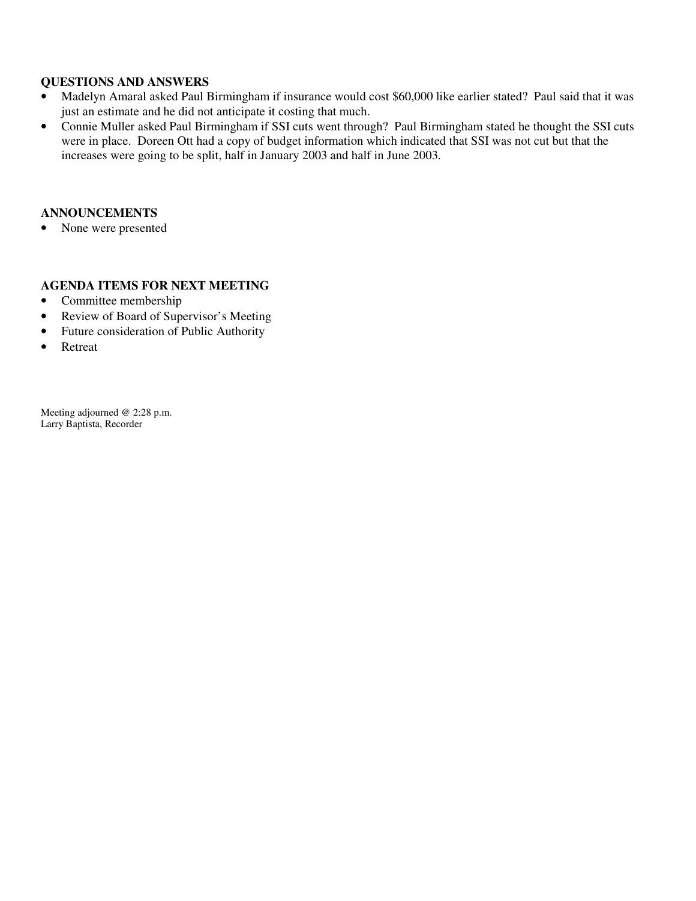**QUESTIONS AND ANSWERS**

- Madelyn Amaral asked Paul Birmingham if insurance would cost $60,000 like earlier stated? Paul said that it was just an estimate and he did not anticipate it costing that much.
- Connie Muller asked Paul Birmingham if SSI cuts went through? Paul Birmingham stated he thought the SSI cuts were in place. Doreen Ott had a copy of budget information which indicated that SSI was not cut but that the increases were going to be split, half in January 2003 and half in June 2003.

**ANNOUNCEMENTS**

- None were presented

**AGENDA ITEMS FOR NEXT MEETING**

- Committee membership
- Review of Board of Supervisor's Meeting
- Future consideration of Public Authority
- Retreat

Meeting adjourned @ 2:28 p.m.
Larry Baptista, Recorder